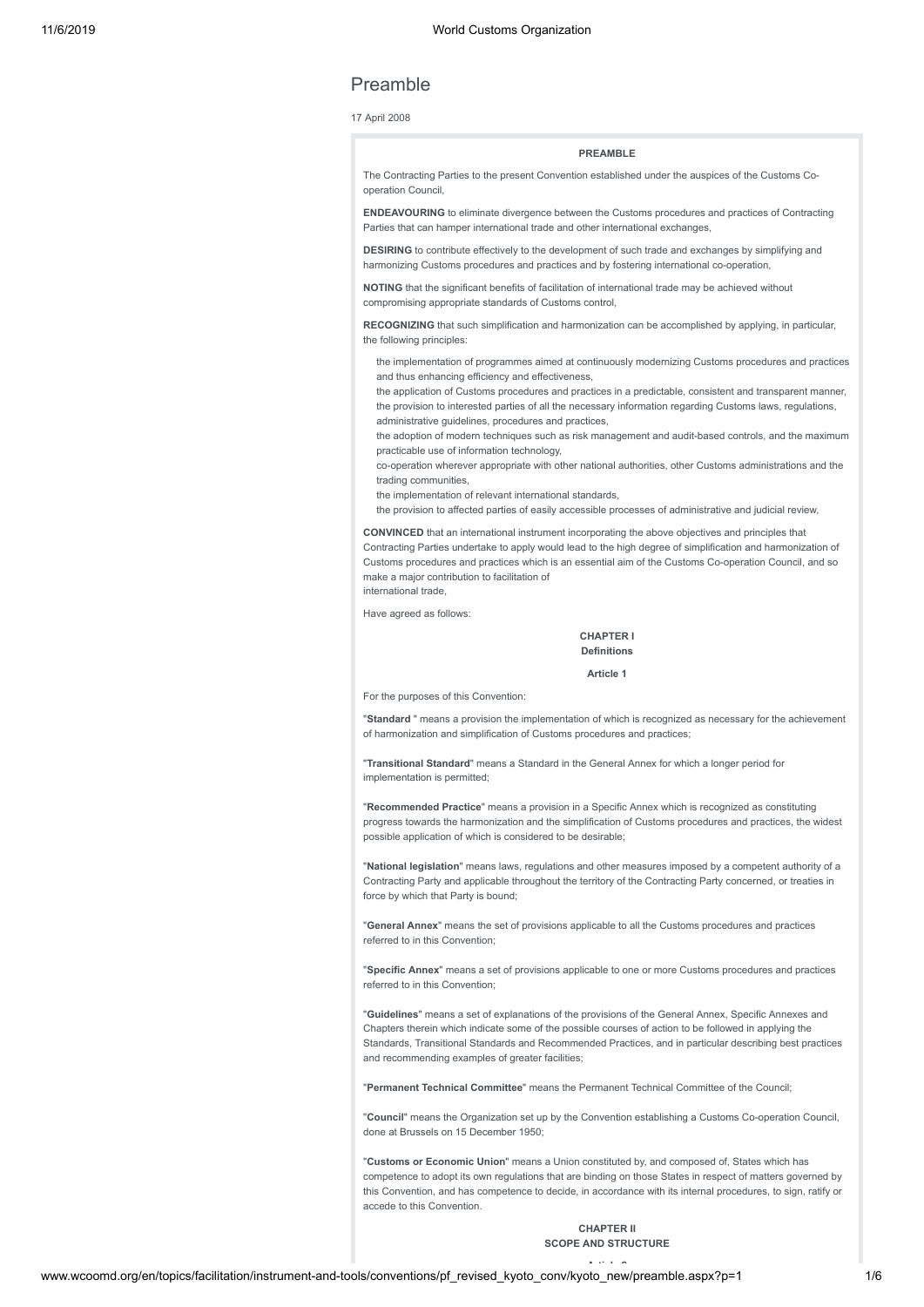# Preamble

17 April 2008

**PREAMBLE**

The Contracting Parties to the present Convention established under the auspices of the Customs Co-operation Council,

**ENDEAVOURING** to eliminate divergence between the Customs procedures and practices of Contracting Parties that can hamper international trade and other international exchanges,

**DESIRING** to contribute effectively to the development of such trade and exchanges by simplifying and harmonizing Customs procedures and practices and by fostering international co-operation,

**NOTING** that the significant benefits of facilitation of international trade may be achieved without compromising appropriate standards of Customs control,

**RECOGNIZING** that such simplification and harmonization can be accomplished by applying, in particular, the following principles:

the implementation of programmes aimed at continuously modernizing Customs procedures and practices and thus enhancing efficiency and effectiveness,
the application of Customs procedures and practices in a predictable, consistent and transparent manner,
the provision to interested parties of all the necessary information regarding Customs laws, regulations, administrative guidelines, procedures and practices,
the adoption of modern techniques such as risk management and audit-based controls, and the maximum practicable use of information technology,
co-operation wherever appropriate with other national authorities, other Customs administrations and the trading communities,
the implementation of relevant international standards,
the provision to affected parties of easily accessible processes of administrative and judicial review,

**CONVINCED** that an international instrument incorporating the above objectives and principles that Contracting Parties undertake to apply would lead to the high degree of simplification and harmonization of Customs procedures and practices which is an essential aim of the Customs Co-operation Council, and so make a major contribution to facilitation of international trade,

Have agreed as follows:

**CHAPTER I**
**Definitions**

**Article 1**

For the purposes of this Convention:

"**Standard** " means a provision the implementation of which is recognized as necessary for the achievement of harmonization and simplification of Customs procedures and practices;

"**Transitional Standard**" means a Standard in the General Annex for which a longer period for implementation is permitted;

"**Recommended Practice**" means a provision in a Specific Annex which is recognized as constituting progress towards the harmonization and the simplification of Customs procedures and practices, the widest possible application of which is considered to be desirable;

"**National legislation**" means laws, regulations and other measures imposed by a competent authority of a Contracting Party and applicable throughout the territory of the Contracting Party concerned, or treaties in force by which that Party is bound;

"**General Annex**" means the set of provisions applicable to all the Customs procedures and practices referred to in this Convention;

"**Specific Annex**" means a set of provisions applicable to one or more Customs procedures and practices referred to in this Convention;

"**Guidelines**" means a set of explanations of the provisions of the General Annex, Specific Annexes and Chapters therein which indicate some of the possible courses of action to be followed in applying the Standards, Transitional Standards and Recommended Practices, and in particular describing best practices and recommending examples of greater facilities;

"**Permanent Technical Committee**" means the Permanent Technical Committee of the Council;

"**Council**" means the Organization set up by the Convention establishing a Customs Co-operation Council, done at Brussels on 15 December 1950;

"**Customs or Economic Union**" means a Union constituted by, and composed of, States which has competence to adopt its own regulations that are binding on those States in respect of matters governed by this Convention, and has competence to decide, in accordance with its internal procedures, to sign, ratify or accede to this Convention.

**CHAPTER II**
**SCOPE AND STRUCTURE**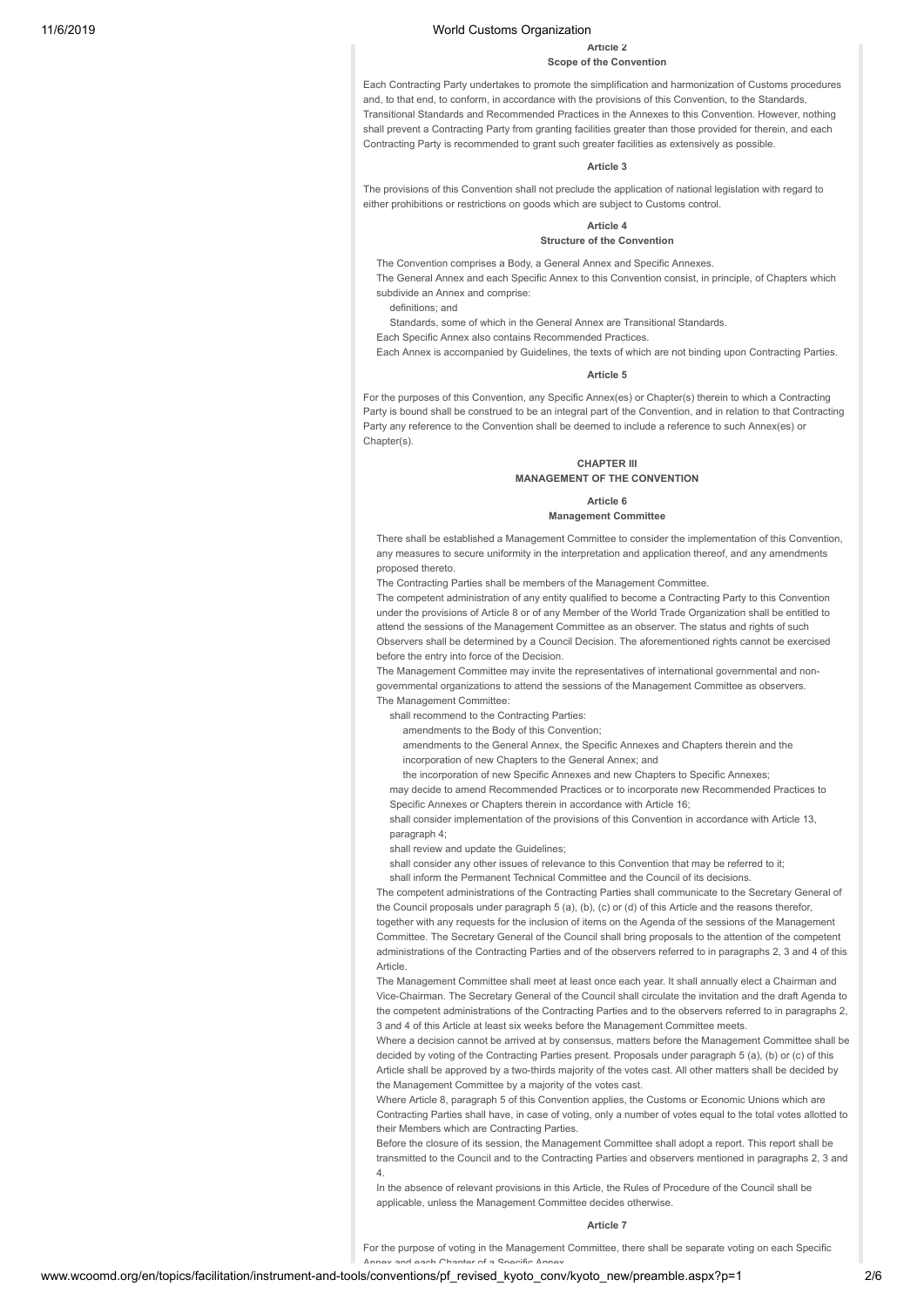**Article 2**

**Scope of the Convention**

Each Contracting Party undertakes to promote the simplification and harmonization of Customs procedures and, to that end, to conform, in accordance with the provisions of this Convention, to the Standards, Transitional Standards and Recommended Practices in the Annexes to this Convention. However, nothing shall prevent a Contracting Party from granting facilities greater than those provided for therein, and each Contracting Party is recommended to grant such greater facilities as extensively as possible.

**Article 3**

The provisions of this Convention shall not preclude the application of national legislation with regard to either prohibitions or restrictions on goods which are subject to Customs control.

**Article 4**

**Structure of the Convention**

The Convention comprises a Body, a General Annex and Specific Annexes.

The General Annex and each Specific Annex to this Convention consist, in principle, of Chapters which subdivide an Annex and comprise:

definitions; and

Standards, some of which in the General Annex are Transitional Standards.

Each Specific Annex also contains Recommended Practices.

Each Annex is accompanied by Guidelines, the texts of which are not binding upon Contracting Parties.

**Article 5**

For the purposes of this Convention, any Specific Annex(es) or Chapter(s) therein to which a Contracting Party is bound shall be construed to be an integral part of the Convention, and in relation to that Contracting Party any reference to the Convention shall be deemed to include a reference to such Annex(es) or Chapter(s).

**CHAPTER III**

**MANAGEMENT OF THE CONVENTION**

**Article 6**

**Management Committee**

There shall be established a Management Committee to consider the implementation of this Convention, any measures to secure uniformity in the interpretation and application thereof, and any amendments proposed thereto.

The Contracting Parties shall be members of the Management Committee.

The competent administration of any entity qualified to become a Contracting Party to this Convention under the provisions of Article 8 or of any Member of the World Trade Organization shall be entitled to attend the sessions of the Management Committee as an observer. The status and rights of such Observers shall be determined by a Council Decision. The aforementioned rights cannot be exercised before the entry into force of the Decision.

The Management Committee may invite the representatives of international governmental and non-governmental organizations to attend the sessions of the Management Committee as observers.

The Management Committee:

shall recommend to the Contracting Parties:

amendments to the Body of this Convention;

amendments to the General Annex, the Specific Annexes and Chapters therein and the incorporation of new Chapters to the General Annex; and

the incorporation of new Specific Annexes and new Chapters to Specific Annexes;

may decide to amend Recommended Practices or to incorporate new Recommended Practices to Specific Annexes or Chapters therein in accordance with Article 16;

shall consider implementation of the provisions of this Convention in accordance with Article 13, paragraph 4;

shall review and update the Guidelines;

shall consider any other issues of relevance to this Convention that may be referred to it;

shall inform the Permanent Technical Committee and the Council of its decisions.

The competent administrations of the Contracting Parties shall communicate to the Secretary General of the Council proposals under paragraph 5 (a), (b), (c) or (d) of this Article and the reasons therefor, together with any requests for the inclusion of items on the Agenda of the sessions of the Management Committee. The Secretary General of the Council shall bring proposals to the attention of the competent administrations of the Contracting Parties and of the observers referred to in paragraphs 2, 3 and 4 of this Article.

The Management Committee shall meet at least once each year. It shall annually elect a Chairman and Vice-Chairman. The Secretary General of the Council shall circulate the invitation and the draft Agenda to the competent administrations of the Contracting Parties and to the observers referred to in paragraphs 2, 3 and 4 of this Article at least six weeks before the Management Committee meets.

Where a decision cannot be arrived at by consensus, matters before the Management Committee shall be decided by voting of the Contracting Parties present. Proposals under paragraph 5 (a), (b) or (c) of this Article shall be approved by a two-thirds majority of the votes cast. All other matters shall be decided by the Management Committee by a majority of the votes cast.

Where Article 8, paragraph 5 of this Convention applies, the Customs or Economic Unions which are Contracting Parties shall have, in case of voting, only a number of votes equal to the total votes allotted to their Members which are Contracting Parties.

Before the closure of its session, the Management Committee shall adopt a report. This report shall be transmitted to the Council and to the Contracting Parties and observers mentioned in paragraphs 2, 3 and 4.

In the absence of relevant provisions in this Article, the Rules of Procedure of the Council shall be applicable, unless the Management Committee decides otherwise.

**Article 7**

For the purpose of voting in the Management Committee, there shall be separate voting on each Specific Annex and each Chapter of a Specific Annex.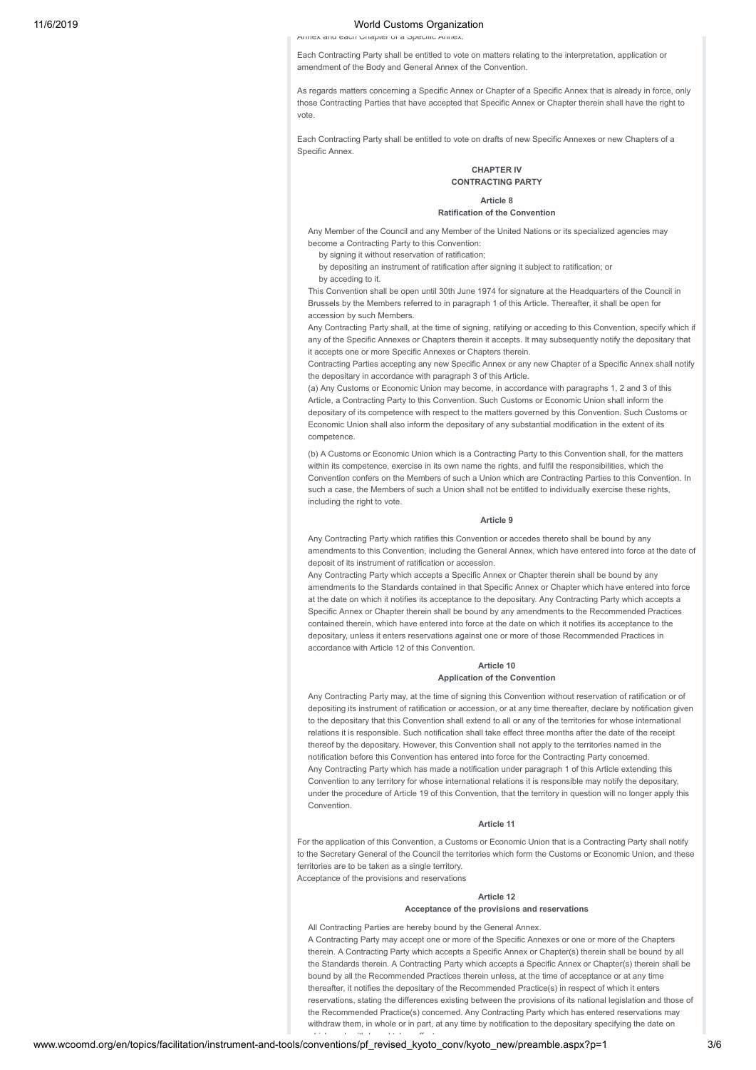Annex and each Chapter of a Specific Annex.

Each Contracting Party shall be entitled to vote on matters relating to the interpretation, application or amendment of the Body and General Annex of the Convention.

As regards matters concerning a Specific Annex or Chapter of a Specific Annex that is already in force, only those Contracting Parties that have accepted that Specific Annex or Chapter therein shall have the right to vote.

Each Contracting Party shall be entitled to vote on drafts of new Specific Annexes or new Chapters of a Specific Annex.

## CHAPTER IV
## CONTRACTING PARTY

### Article 8
### Ratification of the Convention

Any Member of the Council and any Member of the United Nations or its specialized agencies may become a Contracting Party to this Convention:

by signing it without reservation of ratification;

by depositing an instrument of ratification after signing it subject to ratification; or

by acceding to it.

This Convention shall be open until 30th June 1974 for signature at the Headquarters of the Council in Brussels by the Members referred to in paragraph 1 of this Article. Thereafter, it shall be open for accession by such Members.

Any Contracting Party shall, at the time of signing, ratifying or acceding to this Convention, specify which if any of the Specific Annexes or Chapters therein it accepts. It may subsequently notify the depositary that it accepts one or more Specific Annexes or Chapters therein.

Contracting Parties accepting any new Specific Annex or any new Chapter of a Specific Annex shall notify the depositary in accordance with paragraph 3 of this Article.

(a) Any Customs or Economic Union may become, in accordance with paragraphs 1, 2 and 3 of this Article, a Contracting Party to this Convention. Such Customs or Economic Union shall inform the depositary of its competence with respect to the matters governed by this Convention. Such Customs or Economic Union shall also inform the depositary of any substantial modification in the extent of its competence.

(b) A Customs or Economic Union which is a Contracting Party to this Convention shall, for the matters within its competence, exercise in its own name the rights, and fulfil the responsibilities, which the Convention confers on the Members of such a Union which are Contracting Parties to this Convention. In such a case, the Members of such a Union shall not be entitled to individually exercise these rights, including the right to vote.

### Article 9

Any Contracting Party which ratifies this Convention or accedes thereto shall be bound by any amendments to this Convention, including the General Annex, which have entered into force at the date of deposit of its instrument of ratification or accession.

Any Contracting Party which accepts a Specific Annex or Chapter therein shall be bound by any amendments to the Standards contained in that Specific Annex or Chapter which have entered into force at the date on which it notifies its acceptance to the depositary. Any Contracting Party which accepts a Specific Annex or Chapter therein shall be bound by any amendments to the Recommended Practices contained therein, which have entered into force at the date on which it notifies its acceptance to the depositary, unless it enters reservations against one or more of those Recommended Practices in accordance with Article 12 of this Convention.

### Article 10
### Application of the Convention

Any Contracting Party may, at the time of signing this Convention without reservation of ratification or of depositing its instrument of ratification or accession, or at any time thereafter, declare by notification given to the depositary that this Convention shall extend to all or any of the territories for whose international relations it is responsible. Such notification shall take effect three months after the date of the receipt thereof by the depositary. However, this Convention shall not apply to the territories named in the notification before this Convention has entered into force for the Contracting Party concerned.

Any Contracting Party which has made a notification under paragraph 1 of this Article extending this Convention to any territory for whose international relations it is responsible may notify the depositary, under the procedure of Article 19 of this Convention, that the territory in question will no longer apply this Convention.

### Article 11

For the application of this Convention, a Customs or Economic Union that is a Contracting Party shall notify to the Secretary General of the Council the territories which form the Customs or Economic Union, and these territories are to be taken as a single territory.

Acceptance of the provisions and reservations

### Article 12
### Acceptance of the provisions and reservations

All Contracting Parties are hereby bound by the General Annex.

A Contracting Party may accept one or more of the Specific Annexes or one or more of the Chapters therein. A Contracting Party which accepts a Specific Annex or Chapter(s) therein shall be bound by all the Standards therein. A Contracting Party which accepts a Specific Annex or Chapter(s) therein shall be bound by all the Recommended Practices therein unless, at the time of acceptance or at any time thereafter, it notifies the depositary of the Recommended Practice(s) in respect of which it enters reservations, stating the differences existing between the provisions of its national legislation and those of the Recommended Practice(s) concerned. Any Contracting Party which has entered reservations may withdraw them, in whole or in part, at any time by notification to the depositary specifying the date on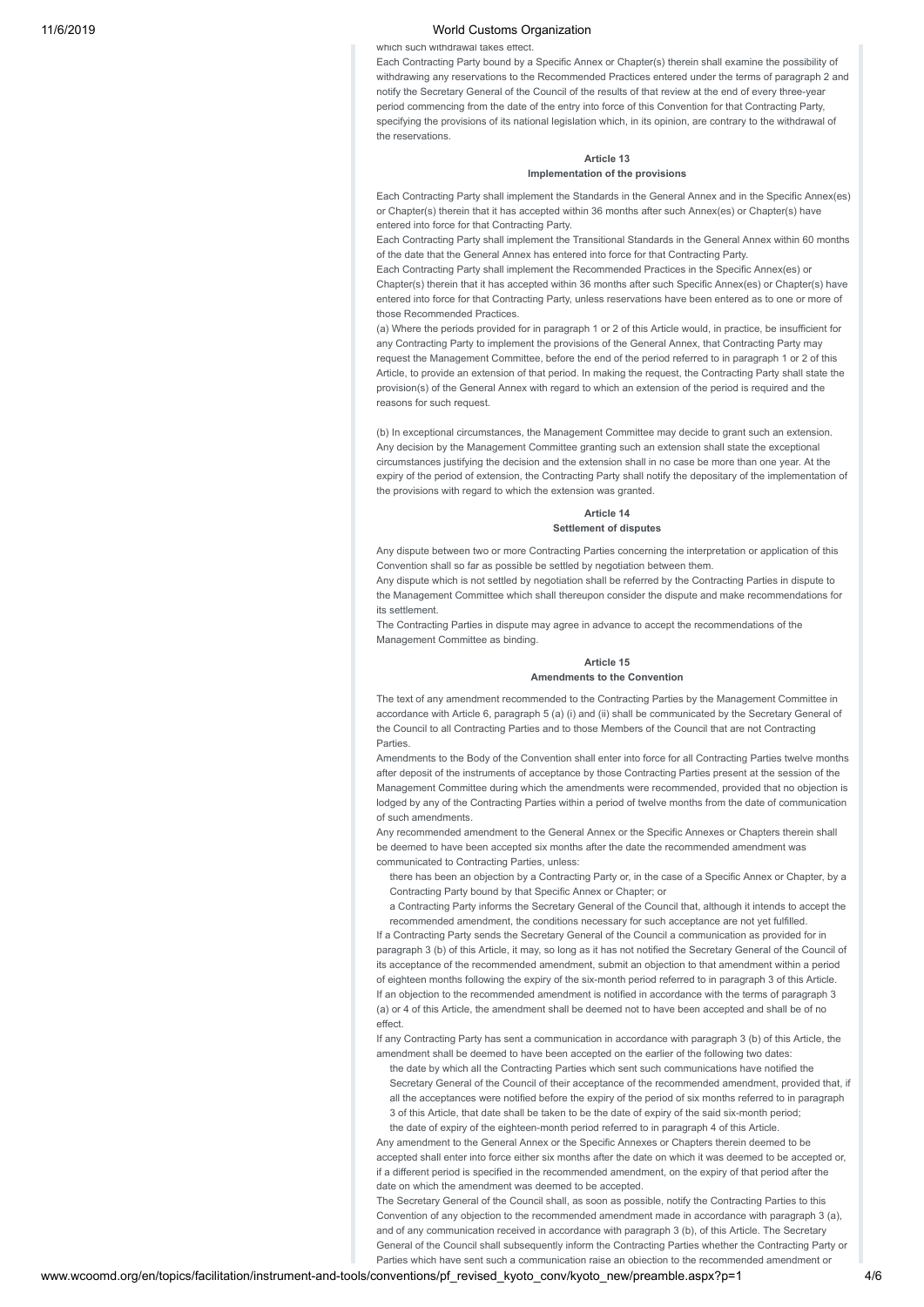which such withdrawal takes effect.

Each Contracting Party bound by a Specific Annex or Chapter(s) therein shall examine the possibility of withdrawing any reservations to the Recommended Practices entered under the terms of paragraph 2 and notify the Secretary General of the Council of the results of that review at the end of every three-year period commencing from the date of the entry into force of this Convention for that Contracting Party, specifying the provisions of its national legislation which, in its opinion, are contrary to the withdrawal of the reservations.

**Article 13**
**Implementation of the provisions**

Each Contracting Party shall implement the Standards in the General Annex and in the Specific Annex(es) or Chapter(s) therein that it has accepted within 36 months after such Annex(es) or Chapter(s) have entered into force for that Contracting Party.

Each Contracting Party shall implement the Transitional Standards in the General Annex within 60 months of the date that the General Annex has entered into force for that Contracting Party.

Each Contracting Party shall implement the Recommended Practices in the Specific Annex(es) or Chapter(s) therein that it has accepted within 36 months after such Specific Annex(es) or Chapter(s) have entered into force for that Contracting Party, unless reservations have been entered as to one or more of those Recommended Practices.

(a) Where the periods provided for in paragraph 1 or 2 of this Article would, in practice, be insufficient for any Contracting Party to implement the provisions of the General Annex, that Contracting Party may request the Management Committee, before the end of the period referred to in paragraph 1 or 2 of this Article, to provide an extension of that period. In making the request, the Contracting Party shall state the provision(s) of the General Annex with regard to which an extension of the period is required and the reasons for such request.

(b) In exceptional circumstances, the Management Committee may decide to grant such an extension. Any decision by the Management Committee granting such an extension shall state the exceptional circumstances justifying the decision and the extension shall in no case be more than one year. At the expiry of the period of extension, the Contracting Party shall notify the depositary of the implementation of the provisions with regard to which the extension was granted.

**Article 14**
**Settlement of disputes**

Any dispute between two or more Contracting Parties concerning the interpretation or application of this Convention shall so far as possible be settled by negotiation between them.

Any dispute which is not settled by negotiation shall be referred by the Contracting Parties in dispute to the Management Committee which shall thereupon consider the dispute and make recommendations for its settlement.

The Contracting Parties in dispute may agree in advance to accept the recommendations of the Management Committee as binding.

**Article 15**
**Amendments to the Convention**

The text of any amendment recommended to the Contracting Parties by the Management Committee in accordance with Article 6, paragraph 5 (a) (i) and (ii) shall be communicated by the Secretary General of the Council to all Contracting Parties and to those Members of the Council that are not Contracting Parties.

Amendments to the Body of the Convention shall enter into force for all Contracting Parties twelve months after deposit of the instruments of acceptance by those Contracting Parties present at the session of the Management Committee during which the amendments were recommended, provided that no objection is lodged by any of the Contracting Parties within a period of twelve months from the date of communication of such amendments.

Any recommended amendment to the General Annex or the Specific Annexes or Chapters therein shall be deemed to have been accepted six months after the date the recommended amendment was communicated to Contracting Parties, unless:

there has been an objection by a Contracting Party or, in the case of a Specific Annex or Chapter, by a Contracting Party bound by that Specific Annex or Chapter; or

a Contracting Party informs the Secretary General of the Council that, although it intends to accept the recommended amendment, the conditions necessary for such acceptance are not yet fulfilled.

If a Contracting Party sends the Secretary General of the Council a communication as provided for in paragraph 3 (b) of this Article, it may, so long as it has not notified the Secretary General of the Council of its acceptance of the recommended amendment, submit an objection to that amendment within a period of eighteen months following the expiry of the six-month period referred to in paragraph 3 of this Article.

If an objection to the recommended amendment is notified in accordance with the terms of paragraph 3 (a) or 4 of this Article, the amendment shall be deemed not to have been accepted and shall be of no effect.

If any Contracting Party has sent a communication in accordance with paragraph 3 (b) of this Article, the amendment shall be deemed to have been accepted on the earlier of the following two dates:

the date by which all the Contracting Parties which sent such communications have notified the Secretary General of the Council of their acceptance of the recommended amendment, provided that, if all the acceptances were notified before the expiry of the period of six months referred to in paragraph 3 of this Article, that date shall be taken to be the date of expiry of the said six-month period;

the date of expiry of the eighteen-month period referred to in paragraph 4 of this Article.

Any amendment to the General Annex or the Specific Annexes or Chapters therein deemed to be accepted shall enter into force either six months after the date on which it was deemed to be accepted or, if a different period is specified in the recommended amendment, on the expiry of that period after the date on which the amendment was deemed to be accepted.

The Secretary General of the Council shall, as soon as possible, notify the Contracting Parties to this Convention of any objection to the recommended amendment made in accordance with paragraph 3 (a), and of any communication received in accordance with paragraph 3 (b), of this Article. The Secretary General of the Council shall subsequently inform the Contracting Parties whether the Contracting Party or Parties which have sent such a communication raise an objection to the recommended amendment or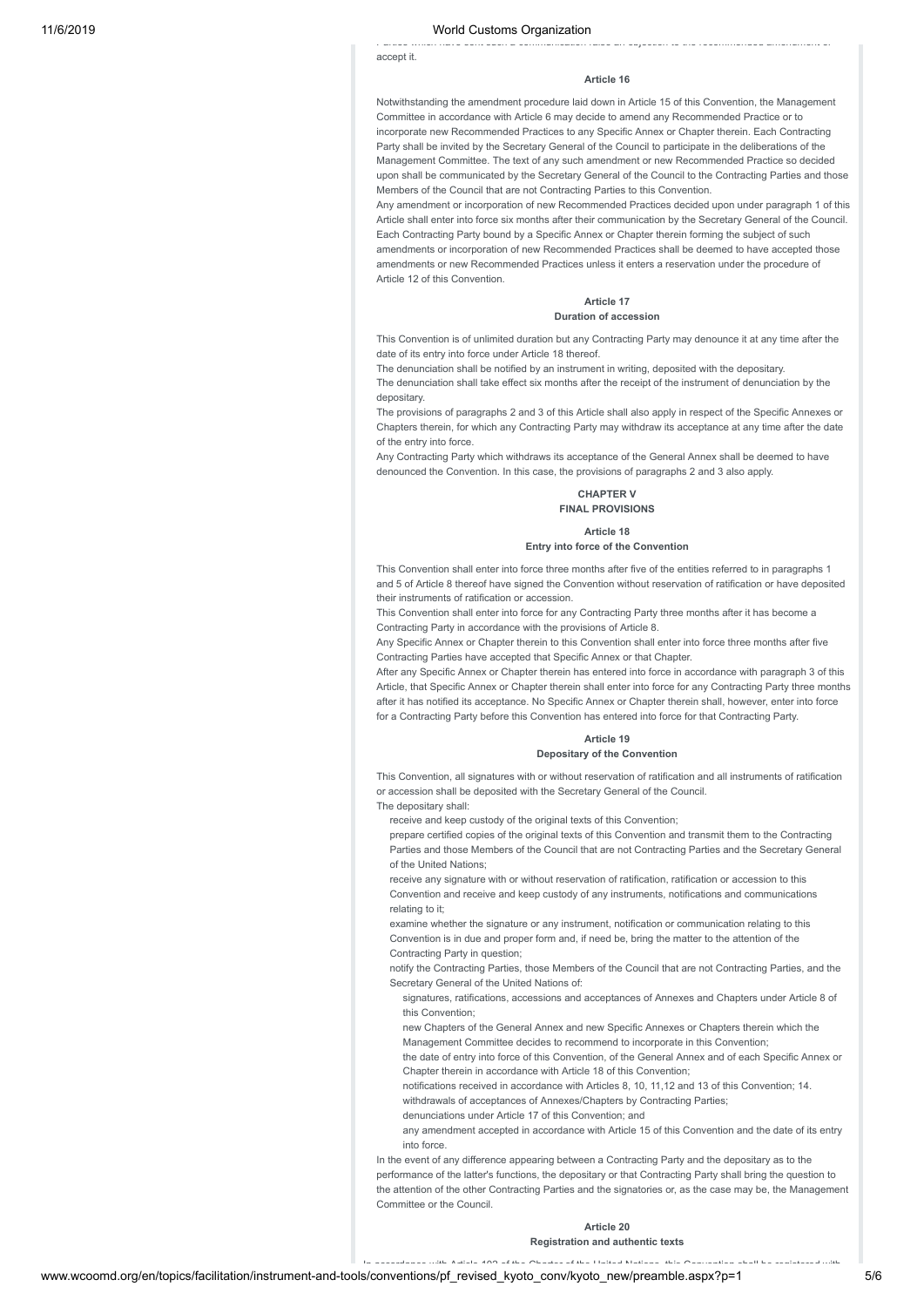accept it.

**Article 16**

Notwithstanding the amendment procedure laid down in Article 15 of this Convention, the Management Committee in accordance with Article 6 may decide to amend any Recommended Practice or to incorporate new Recommended Practices to any Specific Annex or Chapter therein. Each Contracting Party shall be invited by the Secretary General of the Council to participate in the deliberations of the Management Committee. The text of any such amendment or new Recommended Practice so decided upon shall be communicated by the Secretary General of the Council to the Contracting Parties and those Members of the Council that are not Contracting Parties to this Convention.

Any amendment or incorporation of new Recommended Practices decided upon under paragraph 1 of this Article shall enter into force six months after their communication by the Secretary General of the Council. Each Contracting Party bound by a Specific Annex or Chapter therein forming the subject of such amendments or incorporation of new Recommended Practices shall be deemed to have accepted those amendments or new Recommended Practices unless it enters a reservation under the procedure of Article 12 of this Convention.

**Article 17**
**Duration of accession**

This Convention is of unlimited duration but any Contracting Party may denounce it at any time after the date of its entry into force under Article 18 thereof.

The denunciation shall be notified by an instrument in writing, deposited with the depositary.

The denunciation shall take effect six months after the receipt of the instrument of denunciation by the depositary.

The provisions of paragraphs 2 and 3 of this Article shall also apply in respect of the Specific Annexes or Chapters therein, for which any Contracting Party may withdraw its acceptance at any time after the date of the entry into force.

Any Contracting Party which withdraws its acceptance of the General Annex shall be deemed to have denounced the Convention. In this case, the provisions of paragraphs 2 and 3 also apply.

## CHAPTER V
## FINAL PROVISIONS

**Article 18**
**Entry into force of the Convention**

This Convention shall enter into force three months after five of the entities referred to in paragraphs 1 and 5 of Article 8 thereof have signed the Convention without reservation of ratification or have deposited their instruments of ratification or accession.

This Convention shall enter into force for any Contracting Party three months after it has become a Contracting Party in accordance with the provisions of Article 8.

Any Specific Annex or Chapter therein to this Convention shall enter into force three months after five Contracting Parties have accepted that Specific Annex or that Chapter.

After any Specific Annex or Chapter therein has entered into force in accordance with paragraph 3 of this Article, that Specific Annex or Chapter therein shall enter into force for any Contracting Party three months after it has notified its acceptance. No Specific Annex or Chapter therein shall, however, enter into force for a Contracting Party before this Convention has entered into force for that Contracting Party.

**Article 19**
**Depositary of the Convention**

This Convention, all signatures with or without reservation of ratification and all instruments of ratification or accession shall be deposited with the Secretary General of the Council.

The depositary shall:

- receive and keep custody of the original texts of this Convention;
- prepare certified copies of the original texts of this Convention and transmit them to the Contracting Parties and those Members of the Council that are not Contracting Parties and the Secretary General of the United Nations;
- receive any signature with or without reservation of ratification, ratification or accession to this Convention and receive and keep custody of any instruments, notifications and communications relating to it;
- examine whether the signature or any instrument, notification or communication relating to this Convention is in due and proper form and, if need be, bring the matter to the attention of the Contracting Party in question;
- notify the Contracting Parties, those Members of the Council that are not Contracting Parties, and the Secretary General of the United Nations of:
  - signatures, ratifications, accessions and acceptances of Annexes and Chapters under Article 8 of this Convention;
  - new Chapters of the General Annex and new Specific Annexes or Chapters therein which the Management Committee decides to recommend to incorporate in this Convention;
  - the date of entry into force of this Convention, of the General Annex and of each Specific Annex or Chapter therein in accordance with Article 18 of this Convention;
  - notifications received in accordance with Articles 8, 10, 11,12 and 13 of this Convention; 14. withdrawals of acceptances of Annexes/Chapters by Contracting Parties;
  - denunciations under Article 17 of this Convention; and
  - any amendment accepted in accordance with Article 15 of this Convention and the date of its entry into force.

In the event of any difference appearing between a Contracting Party and the depositary as to the performance of the latter's functions, the depositary or that Contracting Party shall bring the question to the attention of the other Contracting Parties and the signatories or, as the case may be, the Management Committee or the Council.

**Article 20**
**Registration and authentic texts**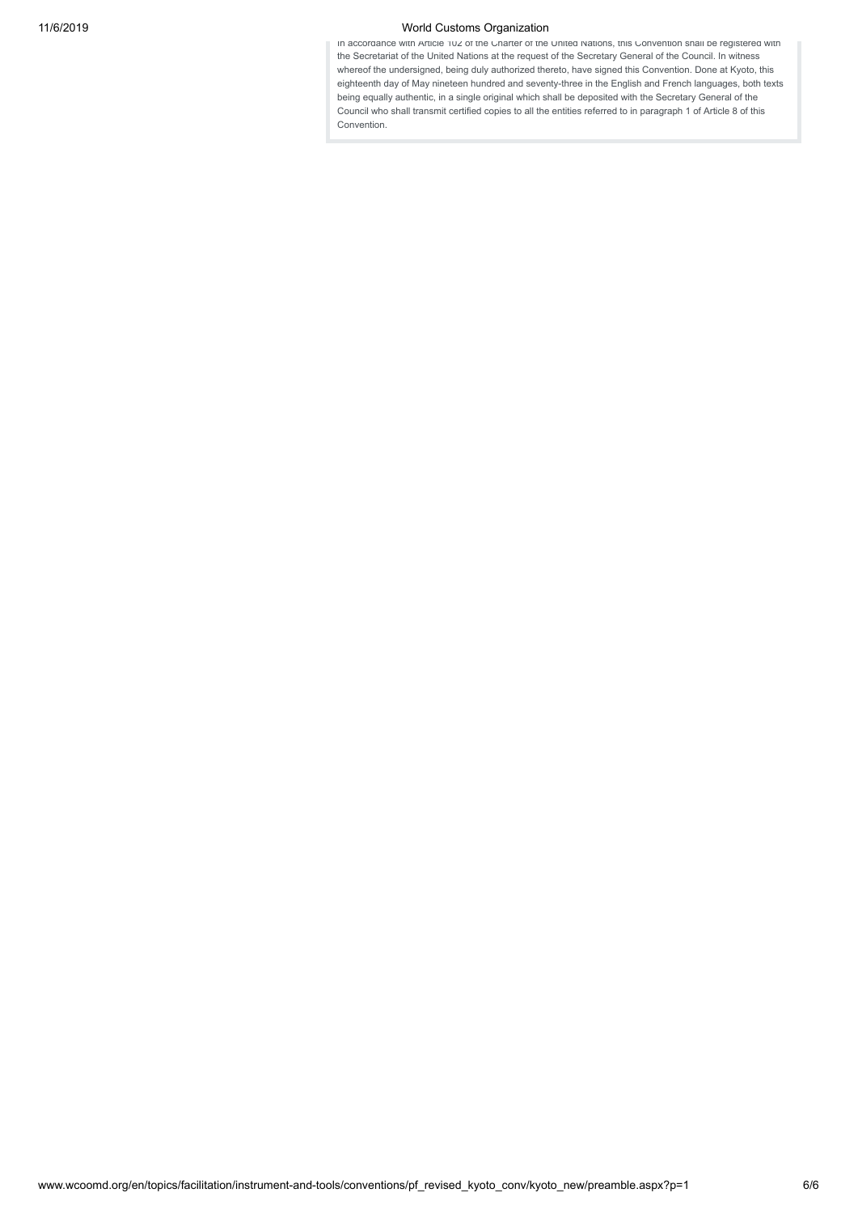In accordance with Article 102 of the Charter of the United Nations, this Convention shall be registered with the Secretariat of the United Nations at the request of the Secretary General of the Council. In witness whereof the undersigned, being duly authorized thereto, have signed this Convention. Done at Kyoto, this eighteenth day of May nineteen hundred and seventy-three in the English and French languages, both texts being equally authentic, in a single original which shall be deposited with the Secretary General of the Council who shall transmit certified copies to all the entities referred to in paragraph 1 of Article 8 of this Convention.